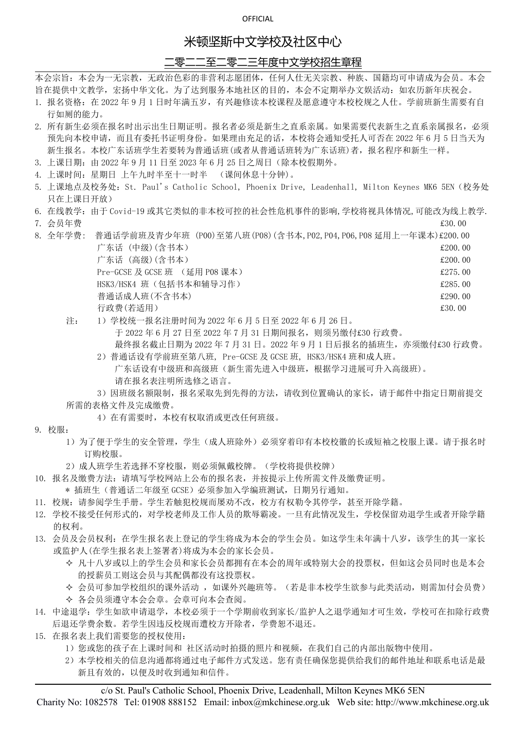OFFICIAL

# 米顿坚斯中文学校及社区中心

## 二零二二至二零二三年度中文学校招生章程

本会宗旨：本会为一无宗教，无政治色彩的非营利志愿团体，任何人仕无关宗教、种族、国籍均可申请成为会员。本会旨在提供中文教学，宏扬中华文化。为了达到服务本地社区的目的，本会不定期举办文娱活动：如农历新年庆祝会。

1. 报名资格：在 2022 年 9 月 1 日时年满五岁，有兴趣修读本校课程及愿意遵守本校校规之人仕。学前班新生需要有自行如厕的能力。
2. 所有新生必须在报名时出示出生日期证明。报名者必须是新生之直系亲属。如果需要代表新生之直系亲属报名，必须预先向本校申请，而且有委托书证明身份。如果理由充足的话，本校将会通知受托人可否在 2022 年 6 月 5 日当天为新生报名。本校广东话班学生若要转为普通话班(或者从普通话班转为广东话班)者，报名程序和新生一样。
3. 上课日期：由 2022 年 9 月 11 日至 2023 年 6 月 25 日之周日（除本校假期外。
4. 上课时间：星期日 上午九时半至十一时半 （课间休息十分钟)。
5. 上课地点及校务处：St. Paul's Catholic School, Phoenix Drive, Leadenhall, Milton Keynes MK6 5EN（校务处只在上课日开放）
6. 在线教学：由于 Covid-19 或其它类似的非本校可控的社会性危机事件的影响,学校将视具体情况,可能改为线上教学.
7. 会员年费 £30.00
8. 全年学费：

| | |
|---|---|
| 普通话学前班及青少年班 (P00)至第八班(P08)(含书本,P02,P04,P06,P08 延用上一年课本) | £200.00 |
| 广东话 (中级)(含书本) | £200.00 |
| 广东话 (高级)(含书本) | £200.00 |
| Pre-GCSE 及 GCSE 班 （延用 P08 课本） | £275.00 |
| HSK3/HSK4 班（包括书本和辅导习作） | £285.00 |
| 普通话成人班(不含书本) | £290.00 |
| 行政费(若适用) | £30.00 |

注：
1）学校统一报名注册时间为 2022 年 6 月 5 日至 2022 年 6 月 26 日。
于 2022 年 6 月 27 日至 2022 年 7 月 31 日期间报名，则须另缴付£30 行政费。
最终报名截止日期为 2022 年 7 月 31 日。2022 年 9 月 1 日后报名的插班生，亦须缴付£30 行政费。
2）普通话设有学前班至第八班, Pre-GCSE 及 GCSE 班, HSK3/HSK4 班和成人班。
广东话设有中级班和高级班（新生需先进入中级班，根据学习进展可升入高级班)。
请在报名表注明所选修之语言。
3）因班级名额限制，报名采取先到先得的方法，请收到位置确认的家长，请于邮件中指定日期前提交所需的表格文件及完成缴费。
4）在有需要时，本校有权取消或更改任何班级。

9. 校服：
   1）为了便于学生的安全管理，学生（成人班除外）必须穿着印有本校校徽的长或短袖之校服上课。请于报名时订购校服。
   2）成人班学生若选择不穿校服，则必须佩戴校牌。（学校将提供校牌）
10. 报名及缴费方法：请填写学校网站上公布的报名表，并按提示上传所需文件及缴费证明。
    * 插班生（普通话二年级至 GCSE）必须参加入学编班测试，日期另行通知。
11. 校规：请参阅学生手册。学生若触犯校规而屡劝不改，校方有权勒令其停学，甚至开除学籍。
12. 学校不接受任何形式的，对学校老师及工作人员的欺辱霸凌。一旦有此情况发生，学校保留劝退学生或者开除学籍的权利。
13. 会员及会员权利：在学生报名表上登记的学生将成为本会的学生会员。如这学生未年满十八岁，该学生的其一家长或监护人(在学生报名表上签署者)将成为本会的家长会员。
    - ✧ 凡十八岁或以上的学生会员和家长会员都拥有在本会的周年或特别大会的投票权，但如这会员同时也是本会的授薪员工则这会员与其配偶都没有这投票权。
    - ✧ 会员可参加学校组织的课外活动 ，如课外兴趣班等。（若是非本校学生欲参与此类活动，则需加付会员费）
    - ✧ 各会员须遵守本会会章。会章可向本会查阅。
14. 中途退学：学生如欲申请退学，本校必须于一个学期前收到家长/监护人之退学通知才可生效，学校可在扣除行政费后退还学费余数。若学生因违反校规而遭校方开除者，学费恕不退还。
15. 在报名表上我们需要您的授权使用：
    1）您或您的孩子在上课时间和 社区活动时拍摄的照片和视频，在我们自己的内部出版物中使用。
    2）本学校相关的信息沟通都将通过电子邮件方式发送。您有责任确保您提供给我们的邮件地址和联系电话是最新且有效的，以便及时收到通知和信件。

c/o St. Paul's Catholic School, Phoenix Drive, Leadenhall, Milton Keynes MK6 5EN
Charity No: 1082578 Tel: 01908 888152 Email: inbox@mkchinese.org.uk Web site: http://www.mkchinese.org.uk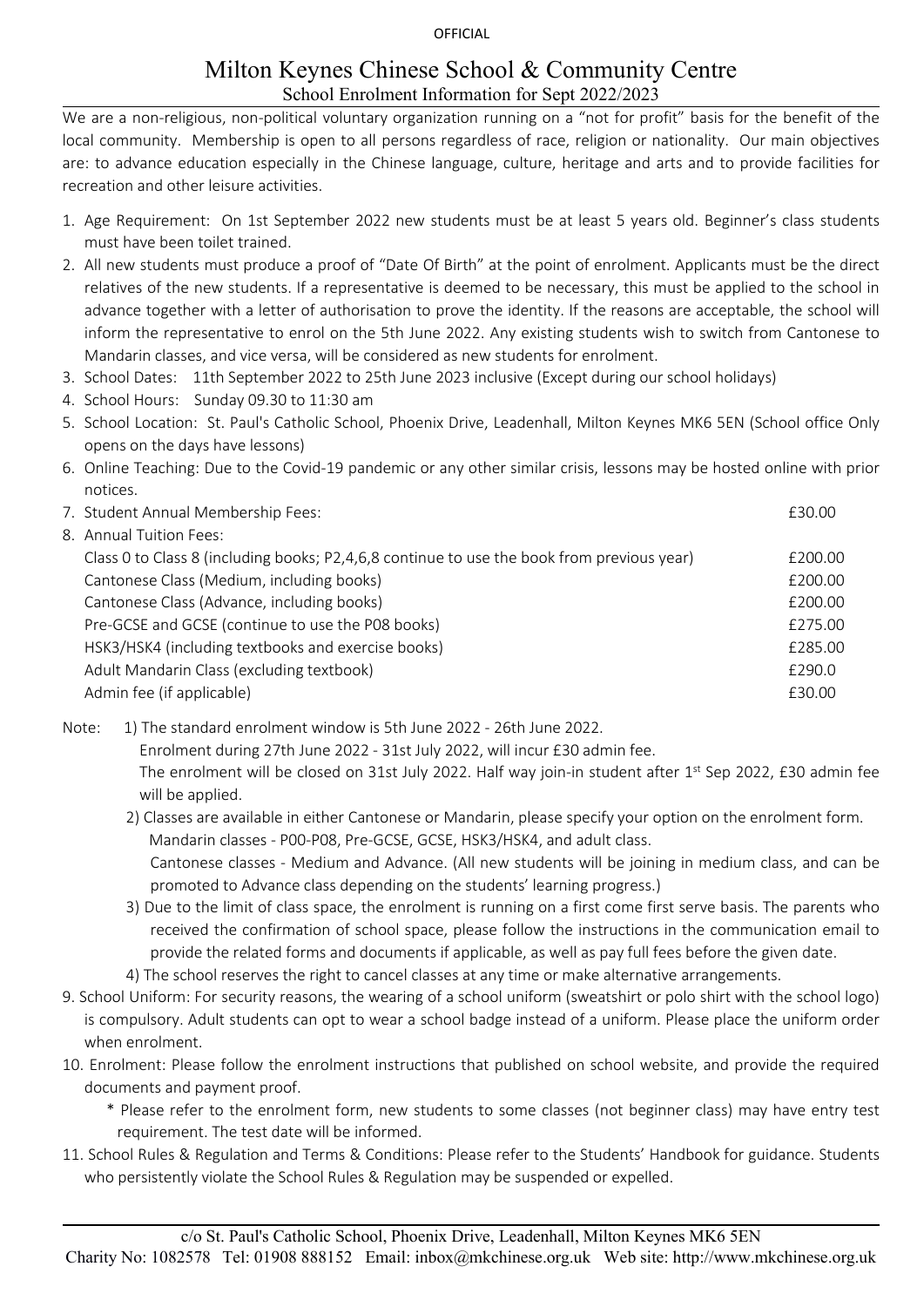OFFICIAL

# Milton Keynes Chinese School & Community Centre

## School Enrolment Information for Sept 2022/2023

We are a non-religious, non-political voluntary organization running on a "not for profit" basis for the benefit of the local community. Membership is open to all persons regardless of race, religion or nationality. Our main objectives are: to advance education especially in the Chinese language, culture, heritage and arts and to provide facilities for recreation and other leisure activities.

1. Age Requirement: On 1st September 2022 new students must be at least 5 years old. Beginner's class students must have been toilet trained.
2. All new students must produce a proof of "Date Of Birth" at the point of enrolment. Applicants must be the direct relatives of the new students. If a representative is deemed to be necessary, this must be applied to the school in advance together with a letter of authorisation to prove the identity. If the reasons are acceptable, the school will inform the representative to enrol on the 5th June 2022. Any existing students wish to switch from Cantonese to Mandarin classes, and vice versa, will be considered as new students for enrolment.
3. School Dates: 11th September 2022 to 25th June 2023 inclusive (Except during our school holidays)
4. School Hours: Sunday 09.30 to 11:30 am
5. School Location: St. Paul's Catholic School, Phoenix Drive, Leadenhall, Milton Keynes MK6 5EN (School office Only opens on the days have lessons)
6. Online Teaching: Due to the Covid-19 pandemic or any other similar crisis, lessons may be hosted online with prior notices.
7. Student Annual Membership Fees: £30.00
8. Annual Tuition Fees:

| | |
|---|---|
| Class 0 to Class 8 (including books; P2,4,6,8 continue to use the book from previous year) | £200.00 |
| Cantonese Class (Medium, including books) | £200.00 |
| Cantonese Class (Advance, including books) | £200.00 |
| Pre-GCSE and GCSE (continue to use the P08 books) | £275.00 |
| HSK3/HSK4 (including textbooks and exercise books) | £285.00 |
| Adult Mandarin Class (excluding textbook) | £290.0 |
| Admin fee (if applicable) | £30.00 |

Note:

1) The standard enrolment window is 5th June 2022 - 26th June 2022.
   Enrolment during 27th June 2022 - 31st July 2022, will incur £30 admin fee.
   The enrolment will be closed on 31st July 2022. Half way join-in student after 1st Sep 2022, £30 admin fee will be applied.
2) Classes are available in either Cantonese or Mandarin, please specify your option on the enrolment form.
   Mandarin classes - P00-P08, Pre-GCSE, GCSE, HSK3/HSK4, and adult class.
   Cantonese classes - Medium and Advance. (All new students will be joining in medium class, and can be promoted to Advance class depending on the students' learning progress.)
3) Due to the limit of class space, the enrolment is running on a first come first serve basis. The parents who received the confirmation of school space, please follow the instructions in the communication email to provide the related forms and documents if applicable, as well as pay full fees before the given date.
4) The school reserves the right to cancel classes at any time or make alternative arrangements.

9. School Uniform: For security reasons, the wearing of a school uniform (sweatshirt or polo shirt with the school logo) is compulsory. Adult students can opt to wear a school badge instead of a uniform. Please place the uniform order when enrolment.
10. Enrolment: Please follow the enrolment instructions that published on school website, and provide the required documents and payment proof.
    * Please refer to the enrolment form, new students to some classes (not beginner class) may have entry test requirement. The test date will be informed.
11. School Rules & Regulation and Terms & Conditions: Please refer to the Students' Handbook for guidance. Students who persistently violate the School Rules & Regulation may be suspended or expelled.

c/o St. Paul's Catholic School, Phoenix Drive, Leadenhall, Milton Keynes MK6 5EN
Charity No: 1082578 Tel: 01908 888152 Email: inbox@mkchinese.org.uk Web site: http://www.mkchinese.org.uk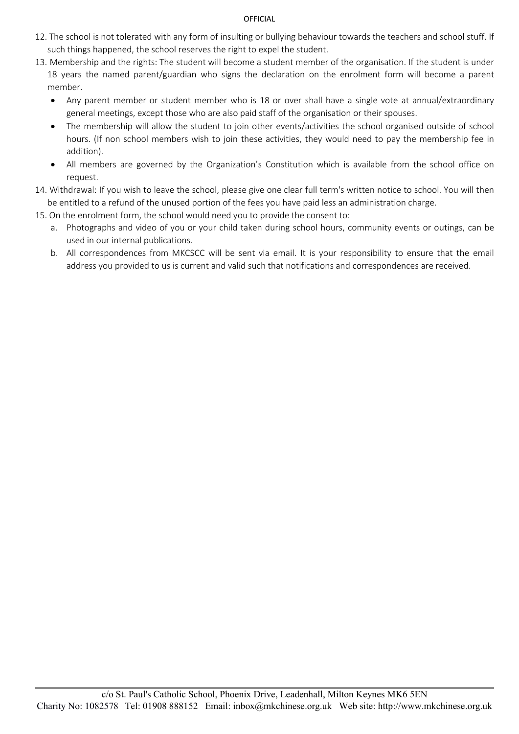12. The school is not tolerated with any form of insulting or bullying behaviour towards the teachers and school stuff. If such things happened, the school reserves the right to expel the student.
13. Membership and the rights: The student will become a student member of the organisation. If the student is under 18 years the named parent/guardian who signs the declaration on the enrolment form will become a parent member.
    - Any parent member or student member who is 18 or over shall have a single vote at annual/extraordinary general meetings, except those who are also paid staff of the organisation or their spouses.
    - The membership will allow the student to join other events/activities the school organised outside of school hours. (If non school members wish to join these activities, they would need to pay the membership fee in addition).
    - All members are governed by the Organization's Constitution which is available from the school office on request.
14. Withdrawal: If you wish to leave the school, please give one clear full term's written notice to school. You will then be entitled to a refund of the unused portion of the fees you have paid less an administration charge.
15. On the enrolment form, the school would need you to provide the consent to:
    a. Photographs and video of you or your child taken during school hours, community events or outings, can be used in our internal publications.
    b. All correspondences from MKCSCC will be sent via email. It is your responsibility to ensure that the email address you provided to us is current and valid such that notifications and correspondences are received.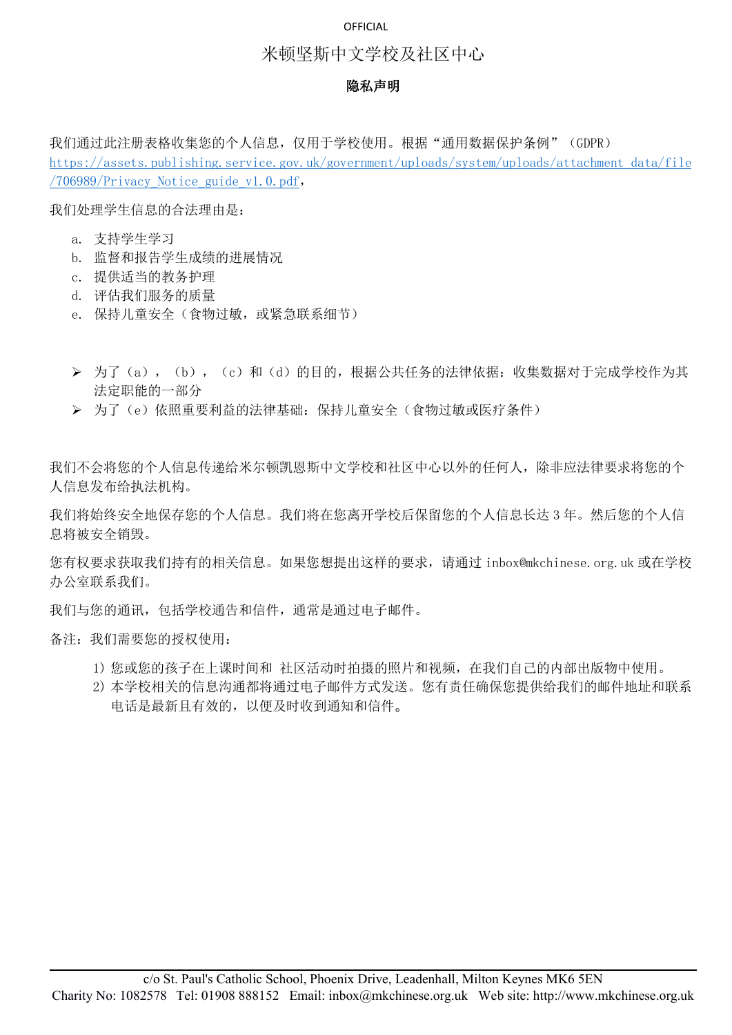OFFICIAL

# 米顿坚斯中文学校及社区中心

## 隐私声明

我们通过此注册表格收集您的个人信息，仅用于学校使用。根据“通用数据保护条例”（GDPR） https://assets.publishing.service.gov.uk/government/uploads/system/uploads/attachment_data/file/706989/Privacy_Notice_guide_v1.0.pdf，

我们处理学生信息的合法理由是：

a. 支持学生学习
b. 监督和报告学生成绩的进展情况
c. 提供适当的教务护理
d. 评估我们服务的质量
e. 保持儿童安全（食物过敏，或紧急联系细节）

- 为了（a），（b），（c）和（d）的目的，根据公共任务的法律依据：收集数据对于完成学校作为其法定职能的一部分
- 为了（e）依照重要利益的法律基础：保持儿童安全（食物过敏或医疗条件）

我们不会将您的个人信息传递给米尔顿凯恩斯中文学校和社区中心以外的任何人，除非应法律要求将您的个人信息发布给执法机构。

我们将始终安全地保存您的个人信息。我们将在您离开学校后保留您的个人信息长达 3 年。然后您的个人信息将被安全销毁。

您有权要求获取我们持有的相关信息。如果您想提出这样的要求，请通过 inbox@mkchinese.org.uk 或在学校办公室联系我们。

我们与您的通讯，包括学校通告和信件，通常是通过电子邮件。

备注：我们需要您的授权使用：

1) 您或您的孩子在上课时间和 社区活动时拍摄的照片和视频，在我们自己的内部出版物中使用。
2) 本学校相关的信息沟通都将通过电子邮件方式发送。您有责任确保您提供给我们的邮件地址和联系电话是最新且有效的，以便及时收到通知和信件。

c/o St. Paul's Catholic School, Phoenix Drive, Leadenhall, Milton Keynes MK6 5EN
Charity No: 1082578 Tel: 01908 888152 Email: inbox@mkchinese.org.uk Web site: http://www.mkchinese.org.uk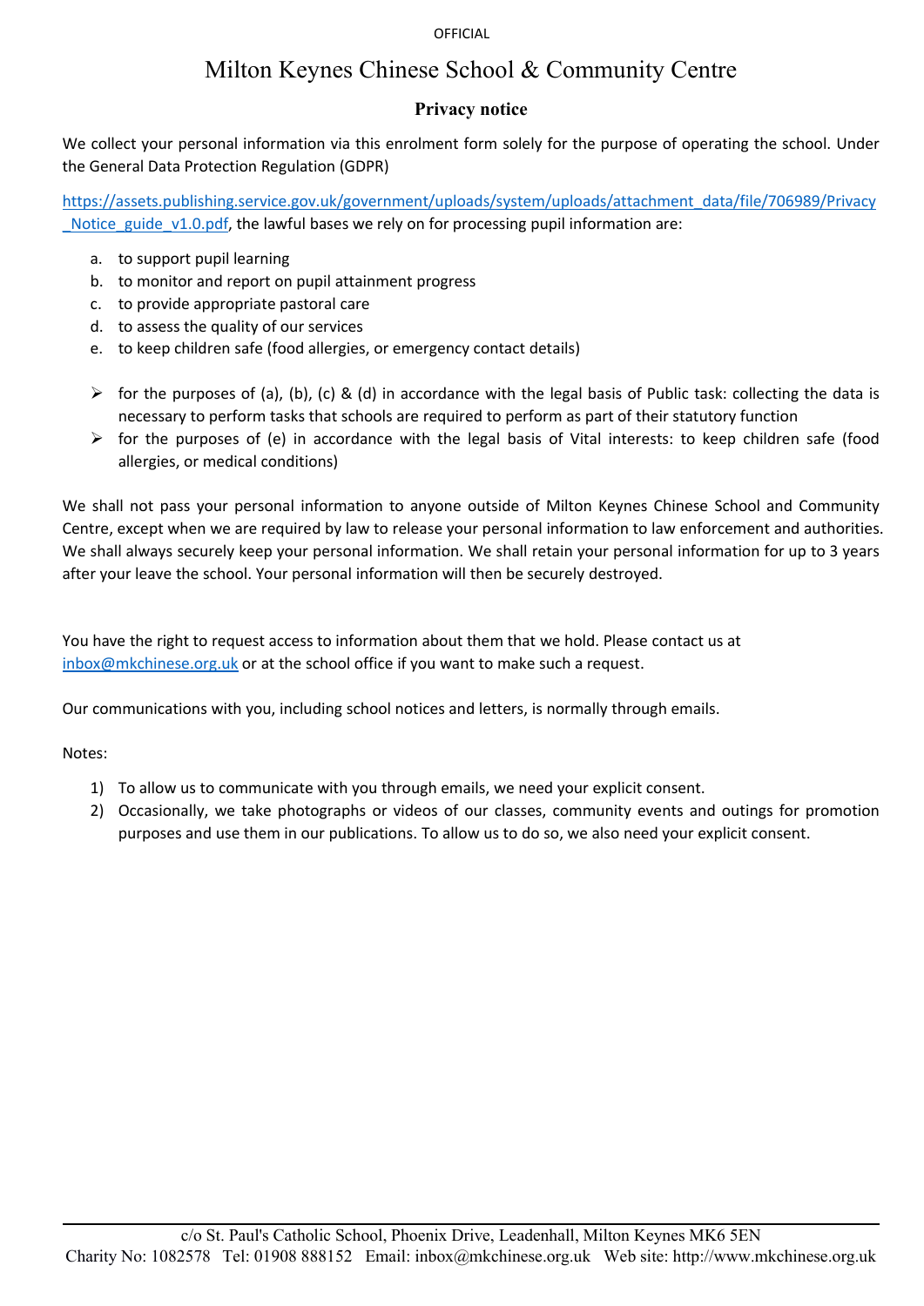OFFICIAL

# Milton Keynes Chinese School & Community Centre

## Privacy notice

We collect your personal information via this enrolment form solely for the purpose of operating the school. Under the General Data Protection Regulation (GDPR)

https://assets.publishing.service.gov.uk/government/uploads/system/uploads/attachment_data/file/706989/Privacy_Notice_guide_v1.0.pdf, the lawful bases we rely on for processing pupil information are:

a. to support pupil learning
b. to monitor and report on pupil attainment progress
c. to provide appropriate pastoral care
d. to assess the quality of our services
e. to keep children safe (food allergies, or emergency contact details)

- for the purposes of (a), (b), (c) & (d) in accordance with the legal basis of Public task: collecting the data is necessary to perform tasks that schools are required to perform as part of their statutory function
- for the purposes of (e) in accordance with the legal basis of Vital interests: to keep children safe (food allergies, or medical conditions)

We shall not pass your personal information to anyone outside of Milton Keynes Chinese School and Community Centre, except when we are required by law to release your personal information to law enforcement and authorities. We shall always securely keep your personal information. We shall retain your personal information for up to 3 years after your leave the school. Your personal information will then be securely destroyed.

You have the right to request access to information about them that we hold. Please contact us at inbox@mkchinese.org.uk or at the school office if you want to make such a request.

Our communications with you, including school notices and letters, is normally through emails.

Notes:

1) To allow us to communicate with you through emails, we need your explicit consent.
2) Occasionally, we take photographs or videos of our classes, community events and outings for promotion purposes and use them in our publications. To allow us to do so, we also need your explicit consent.

c/o St. Paul's Catholic School, Phoenix Drive, Leadenhall, Milton Keynes MK6 5EN
Charity No: 1082578 Tel: 01908 888152 Email: inbox@mkchinese.org.uk Web site: http://www.mkchinese.org.uk